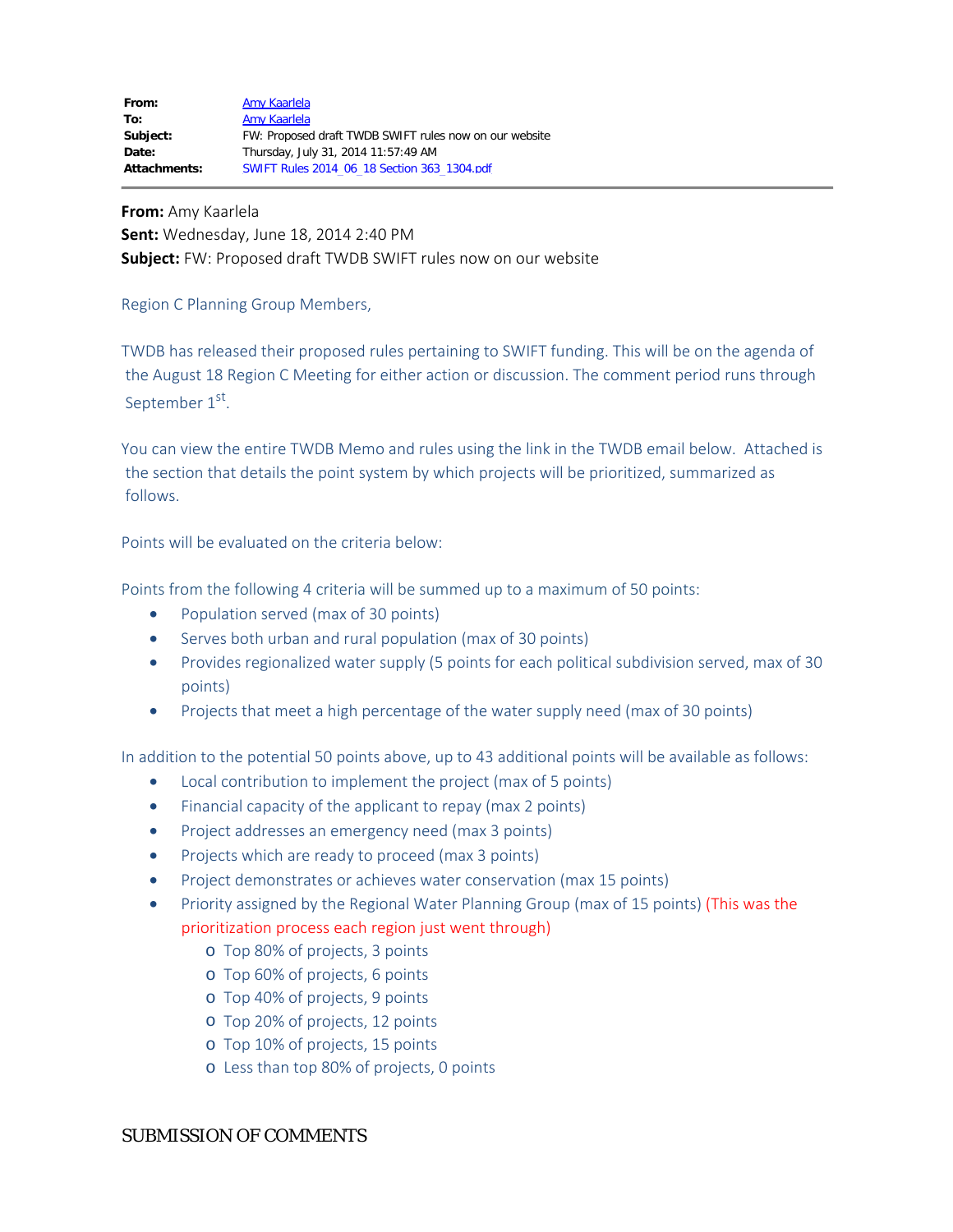**From:** Amy Kaarlela
**To:** Amy Kaarlela
**Subject:** FW: Proposed draft TWDB SWIFT rules now on our website
**Date:** Thursday, July 31, 2014 11:57:49 AM
**Attachments:** SWIFT Rules 2014_06_18 Section 363_1304.pdf

---

**From:** Amy Kaarlela
**Sent:** Wednesday, June 18, 2014 2:40 PM
**Subject:** FW: Proposed draft TWDB SWIFT rules now on our website

Region C Planning Group Members,

TWDB has released their proposed rules pertaining to SWIFT funding. This will be on the agenda of the August 18 Region C Meeting for either action or discussion. The comment period runs through September 1st.

You can view the entire TWDB Memo and rules using the link in the TWDB email below. Attached is the section that details the point system by which projects will be prioritized, summarized as follows.

Points will be evaluated on the criteria below:

Points from the following 4 criteria will be summed up to a maximum of 50 points:

- Population served (max of 30 points)
- Serves both urban and rural population (max of 30 points)
- Provides regionalized water supply (5 points for each political subdivision served, max of 30 points)
- Projects that meet a high percentage of the water supply need (max of 30 points)

In addition to the potential 50 points above, up to 43 additional points will be available as follows:

- Local contribution to implement the project (max of 5 points)
- Financial capacity of the applicant to repay (max 2 points)
- Project addresses an emergency need (max 3 points)
- Projects which are ready to proceed (max 3 points)
- Project demonstrates or achieves water conservation (max 15 points)
- Priority assigned by the Regional Water Planning Group (max of 15 points) (This was the prioritization process each region just went through)
  - Top 80% of projects, 3 points
  - Top 60% of projects, 6 points
  - Top 40% of projects, 9 points
  - Top 20% of projects, 12 points
  - Top 10% of projects, 15 points
  - Less than top 80% of projects, 0 points

SUBMISSION OF COMMENTS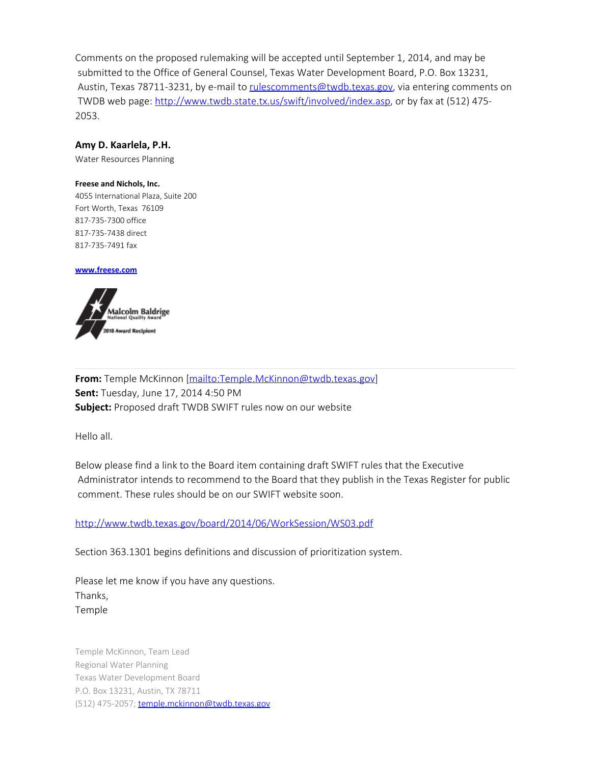Comments on the proposed rulemaking will be accepted until September 1, 2014, and may be submitted to the Office of General Counsel, Texas Water Development Board, P.O. Box 13231, Austin, Texas 78711-3231, by e-mail to rulescomments@twdb.texas.gov, via entering comments on TWDB web page: http://www.twdb.state.tx.us/swift/involved/index.asp, or by fax at (512) 475-2053.

**Amy D. Kaarlela, P.H.**
Water Resources Planning

**Freese and Nichols, Inc.**
4055 International Plaza, Suite 200
Fort Worth, Texas 76109
817-735-7300 office
817-735-7438 direct
817-735-7491 fax

**www.freese.com**

Malcolm Baldrige
National Quality Award
2010 Award Recipient

---

**From:** Temple McKinnon [mailto:Temple.McKinnon@twdb.texas.gov]
**Sent:** Tuesday, June 17, 2014 4:50 PM
**Subject:** Proposed draft TWDB SWIFT rules now on our website

Hello all.

Below please find a link to the Board item containing draft SWIFT rules that the Executive Administrator intends to recommend to the Board that they publish in the Texas Register for public comment. These rules should be on our SWIFT website soon.

http://www.twdb.texas.gov/board/2014/06/WorkSession/WS03.pdf

Section 363.1301 begins definitions and discussion of prioritization system.

Please let me know if you have any questions.
Thanks,
Temple

Temple McKinnon, Team Lead
Regional Water Planning
Texas Water Development Board
P.O. Box 13231, Austin, TX 78711
(512) 475-2057; temple.mckinnon@twdb.texas.gov